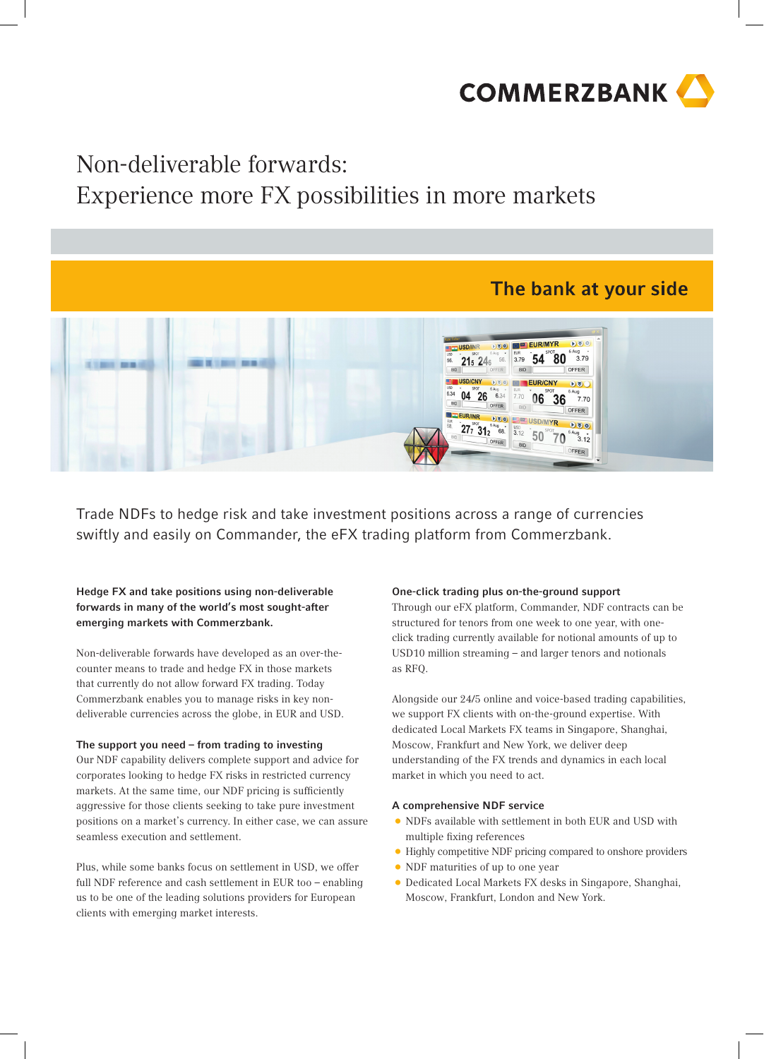COMMERZBANK

# Non-deliverable forwards: Experience more FX possibilities in more markets

**The bank at your side**

Trade NDFs to hedge risk and take investment positions across a range of currencies swiftly and easily on Commander, the eFX trading platform from Commerzbank.

**Hedge FX and take positions using non-deliverable forwards in many of the world's most sought-after emerging markets with Commerzbank.**

Non-deliverable forwards have developed as an over-the-counter means to trade and hedge FX in those markets that currently do not allow forward FX trading. Today Commerzbank enables you to manage risks in key non-deliverable currencies across the globe, in EUR and USD.

### The support you need – from trading to investing

Our NDF capability delivers complete support and advice for corporates looking to hedge FX risks in restricted currency markets. At the same time, our NDF pricing is sufficiently aggressive for those clients seeking to take pure investment positions on a market's currency. In either case, we can assure seamless execution and settlement.

Plus, while some banks focus on settlement in USD, we offer full NDF reference and cash settlement in EUR too – enabling us to be one of the leading solutions providers for European clients with emerging market interests.

### One-click trading plus on-the-ground support

Through our eFX platform, Commander, NDF contracts can be structured for tenors from one week to one year, with one-click trading currently available for notional amounts of up to USD10 million streaming – and larger tenors and notionals as RFQ.

Alongside our 24/5 online and voice-based trading capabilities, we support FX clients with on-the-ground expertise. With dedicated Local Markets FX teams in Singapore, Shanghai, Moscow, Frankfurt and New York, we deliver deep understanding of the FX trends and dynamics in each local market in which you need to act.

### A comprehensive NDF service

- NDFs available with settlement in both EUR and USD with multiple fixing references
- Highly competitive NDF pricing compared to onshore providers
- NDF maturities of up to one year
- Dedicated Local Markets FX desks in Singapore, Shanghai, Moscow, Frankfurt, London and New York.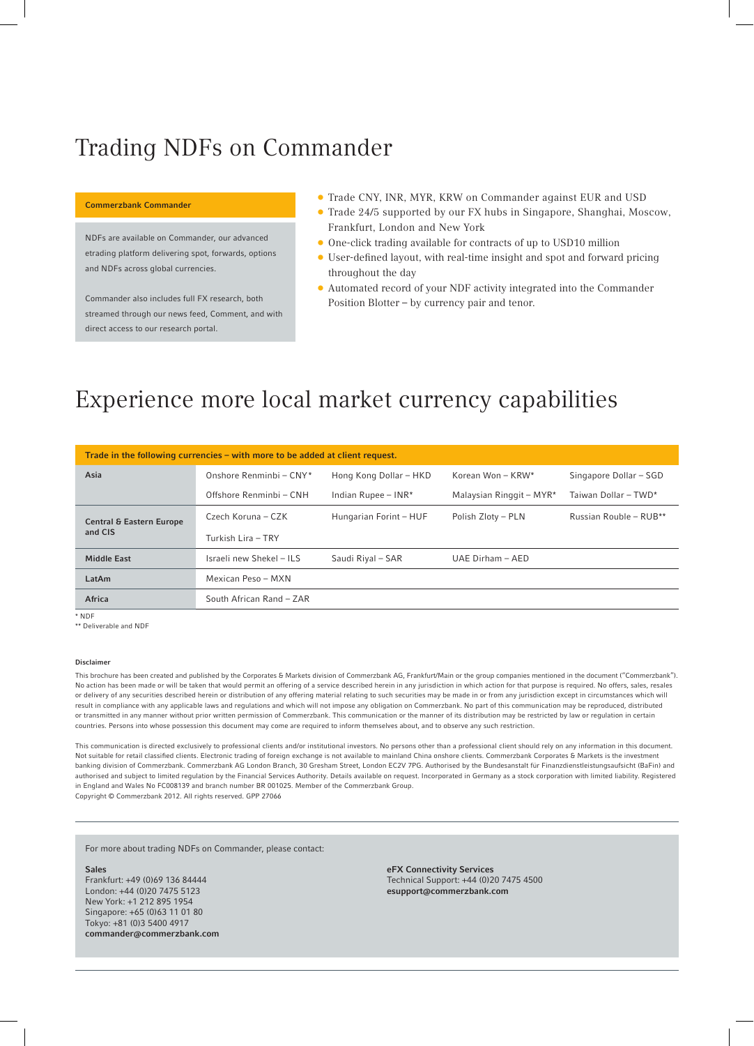# Trading NDFs on Commander

**Commerzbank Commander**

NDFs are available on Commander, our advanced etrading platform delivering spot, forwards, options and NDFs across global currencies.

Commander also includes full FX research, both streamed through our news feed, Comment, and with direct access to our research portal.

- Trade CNY, INR, MYR, KRW on Commander against EUR and USD
- Trade 24/5 supported by our FX hubs in Singapore, Shanghai, Moscow, Frankfurt, London and New York
- One-click trading available for contracts of up to USD10 million
- User-defined layout, with real-time insight and spot and forward pricing throughout the day
- Automated record of your NDF activity integrated into the Commander Position Blotter – by currency pair and tenor.

# Experience more local market currency capabilities

**Trade in the following currencies – with more to be added at client request.**

| | | | | |
|---|---|---|---|---|
| **Asia** | Onshore Renminbi – CNY* | Hong Kong Dollar – HKD | Korean Won – KRW* | Singapore Dollar – SGD |
| | Offshore Renminbi – CNH | Indian Rupee – INR* | Malaysian Ringgit – MYR* | Taiwan Dollar – TWD* |
| **Central & Eastern Europe and CIS** | Czech Koruna – CZK | Hungarian Forint – HUF | Polish Zloty – PLN | Russian Rouble – RUB** |
| | Turkish Lira – TRY | | | |
| **Middle East** | Israeli new Shekel – ILS | Saudi Riyal – SAR | UAE Dirham – AED | |
| **LatAm** | Mexican Peso – MXN | | | |
| **Africa** | South African Rand – ZAR | | | |

\* NDF
\** Deliverable and NDF

**Disclaimer**

This brochure has been created and published by the Corporates & Markets division of Commerzbank AG, Frankfurt/Main or the group companies mentioned in the document ("Commerzbank"). No action has been made or will be taken that would permit an offering of a service described herein in any jurisdiction in which action for that purpose is required. No offers, sales, resales or delivery of any securities described herein or distribution of any offering material relating to such securities may be made in or from any jurisdiction except in circumstances which will result in compliance with any applicable laws and regulations and which will not impose any obligation on Commerzbank. No part of this communication may be reproduced, distributed or transmitted in any manner without prior written permission of Commerzbank. This communication or the manner of its distribution may be restricted by law or regulation in certain countries. Persons into whose possession this document may come are required to inform themselves about, and to observe any such restriction.

This communication is directed exclusively to professional clients and/or institutional investors. No persons other than a professional client should rely on any information in this document. Not suitable for retail classified clients. Electronic trading of foreign exchange is not available to mainland China onshore clients. Commerzbank Corporates & Markets is the investment banking division of Commerzbank. Commerzbank AG London Branch, 30 Gresham Street, London EC2V 7PG. Authorised by the Bundesanstalt für Finanzdienstleistungsaufsicht (BaFin) and authorised and subject to limited regulation by the Financial Services Authority. Details available on request. Incorporated in Germany as a stock corporation with limited liability. Registered in England and Wales No FC008139 and branch number BR 001025. Member of the Commerzbank Group.
Copyright © Commerzbank 2012. All rights reserved. GPP 27066

For more about trading NDFs on Commander, please contact:

**Sales**
Frankfurt: +49 (0)69 136 84444
London: +44 (0)20 7475 5123
New York: +1 212 895 1954
Singapore: +65 (0)63 11 01 80
Tokyo: +81 (0)3 5400 4917
**commander@commerzbank.com**

**eFX Connectivity Services**
Technical Support: +44 (0)20 7475 4500
**esupport@commerzbank.com**